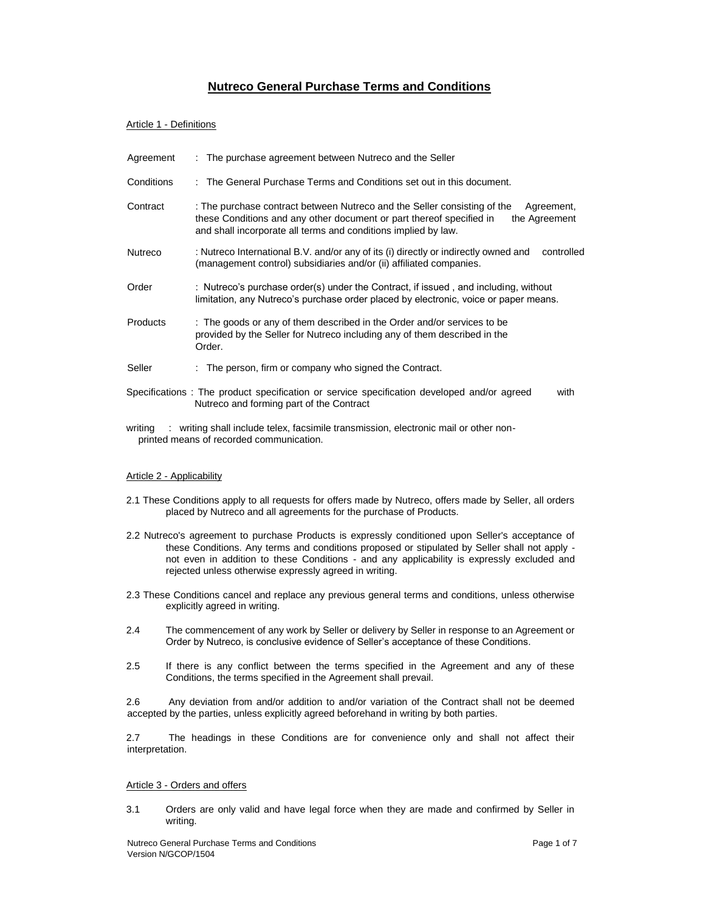# Nutreco General Purchase Terms and Conditions

## Article 1 - Definitions

| | |
|---|---|
| Agreement | : The purchase agreement between Nutreco and the Seller |
| Conditions | : The General Purchase Terms and Conditions set out in this document. |
| Contract | : The purchase contract between Nutreco and the Seller consisting of the Agreement, these Conditions and any other document or part thereof specified in the Agreement and shall incorporate all terms and conditions implied by law. |
| Nutreco | : Nutreco International B.V. and/or any of its (i) directly or indirectly owned and controlled (management control) subsidiaries and/or (ii) affiliated companies. |
| Order | : Nutreco's purchase order(s) under the Contract, if issued , and including, without limitation, any Nutreco's purchase order placed by electronic, voice or paper means. |
| Products | : The goods or any of them described in the Order and/or services to be provided by the Seller for Nutreco including any of them described in the Order. |
| Seller | : The person, firm or company who signed the Contract. |
| Specifications | : The product specification or service specification developed and/or agreed with Nutreco and forming part of the Contract |
| writing | : writing shall include telex, facsimile transmission, electronic mail or other non-printed means of recorded communication. |

## Article 2 - Applicability

2.1 These Conditions apply to all requests for offers made by Nutreco, offers made by Seller, all orders placed by Nutreco and all agreements for the purchase of Products.

2.2 Nutreco's agreement to purchase Products is expressly conditioned upon Seller's acceptance of these Conditions. Any terms and conditions proposed or stipulated by Seller shall not apply - not even in addition to these Conditions - and any applicability is expressly excluded and rejected unless otherwise expressly agreed in writing.

2.3 These Conditions cancel and replace any previous general terms and conditions, unless otherwise explicitly agreed in writing.

2.4 The commencement of any work by Seller or delivery by Seller in response to an Agreement or Order by Nutreco, is conclusive evidence of Seller's acceptance of these Conditions.

2.5 If there is any conflict between the terms specified in the Agreement and any of these Conditions, the terms specified in the Agreement shall prevail.

2.6 Any deviation from and/or addition to and/or variation of the Contract shall not be deemed accepted by the parties, unless explicitly agreed beforehand in writing by both parties.

2.7 The headings in these Conditions are for convenience only and shall not affect their interpretation.

## Article 3 - Orders and offers

3.1 Orders are only valid and have legal force when they are made and confirmed by Seller in writing.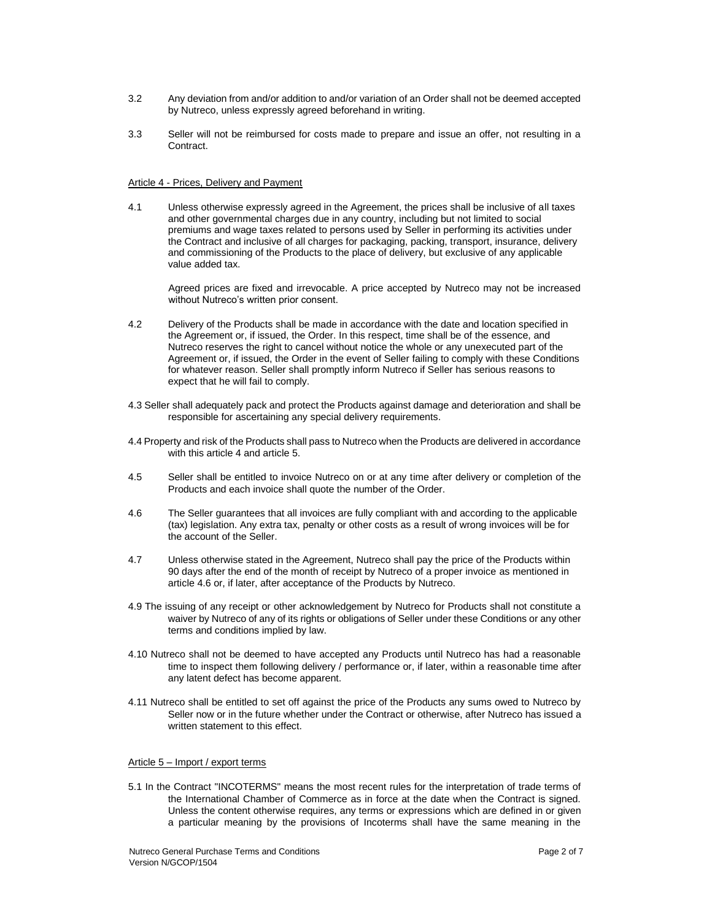3.2 Any deviation from and/or addition to and/or variation of an Order shall not be deemed accepted by Nutreco, unless expressly agreed beforehand in writing.

3.3 Seller will not be reimbursed for costs made to prepare and issue an offer, not resulting in a Contract.

Article 4 - Prices, Delivery and Payment

4.1 Unless otherwise expressly agreed in the Agreement, the prices shall be inclusive of all taxes and other governmental charges due in any country, including but not limited to social premiums and wage taxes related to persons used by Seller in performing its activities under the Contract and inclusive of all charges for packaging, packing, transport, insurance, delivery and commissioning of the Products to the place of delivery, but exclusive of any applicable value added tax.

Agreed prices are fixed and irrevocable. A price accepted by Nutreco may not be increased without Nutreco's written prior consent.

4.2 Delivery of the Products shall be made in accordance with the date and location specified in the Agreement or, if issued, the Order. In this respect, time shall be of the essence, and Nutreco reserves the right to cancel without notice the whole or any unexecuted part of the Agreement or, if issued, the Order in the event of Seller failing to comply with these Conditions for whatever reason. Seller shall promptly inform Nutreco if Seller has serious reasons to expect that he will fail to comply.

4.3 Seller shall adequately pack and protect the Products against damage and deterioration and shall be responsible for ascertaining any special delivery requirements.

4.4 Property and risk of the Products shall pass to Nutreco when the Products are delivered in accordance with this article 4 and article 5.

4.5 Seller shall be entitled to invoice Nutreco on or at any time after delivery or completion of the Products and each invoice shall quote the number of the Order.

4.6 The Seller guarantees that all invoices are fully compliant with and according to the applicable (tax) legislation. Any extra tax, penalty or other costs as a result of wrong invoices will be for the account of the Seller.

4.7 Unless otherwise stated in the Agreement, Nutreco shall pay the price of the Products within 90 days after the end of the month of receipt by Nutreco of a proper invoice as mentioned in article 4.6 or, if later, after acceptance of the Products by Nutreco.

4.9 The issuing of any receipt or other acknowledgement by Nutreco for Products shall not constitute a waiver by Nutreco of any of its rights or obligations of Seller under these Conditions or any other terms and conditions implied by law.

4.10 Nutreco shall not be deemed to have accepted any Products until Nutreco has had a reasonable time to inspect them following delivery / performance or, if later, within a reasonable time after any latent defect has become apparent.

4.11 Nutreco shall be entitled to set off against the price of the Products any sums owed to Nutreco by Seller now or in the future whether under the Contract or otherwise, after Nutreco has issued a written statement to this effect.

Article 5 – Import / export terms

5.1 In the Contract "INCOTERMS" means the most recent rules for the interpretation of trade terms of the International Chamber of Commerce as in force at the date when the Contract is signed. Unless the content otherwise requires, any terms or expressions which are defined in or given a particular meaning by the provisions of Incoterms shall have the same meaning in the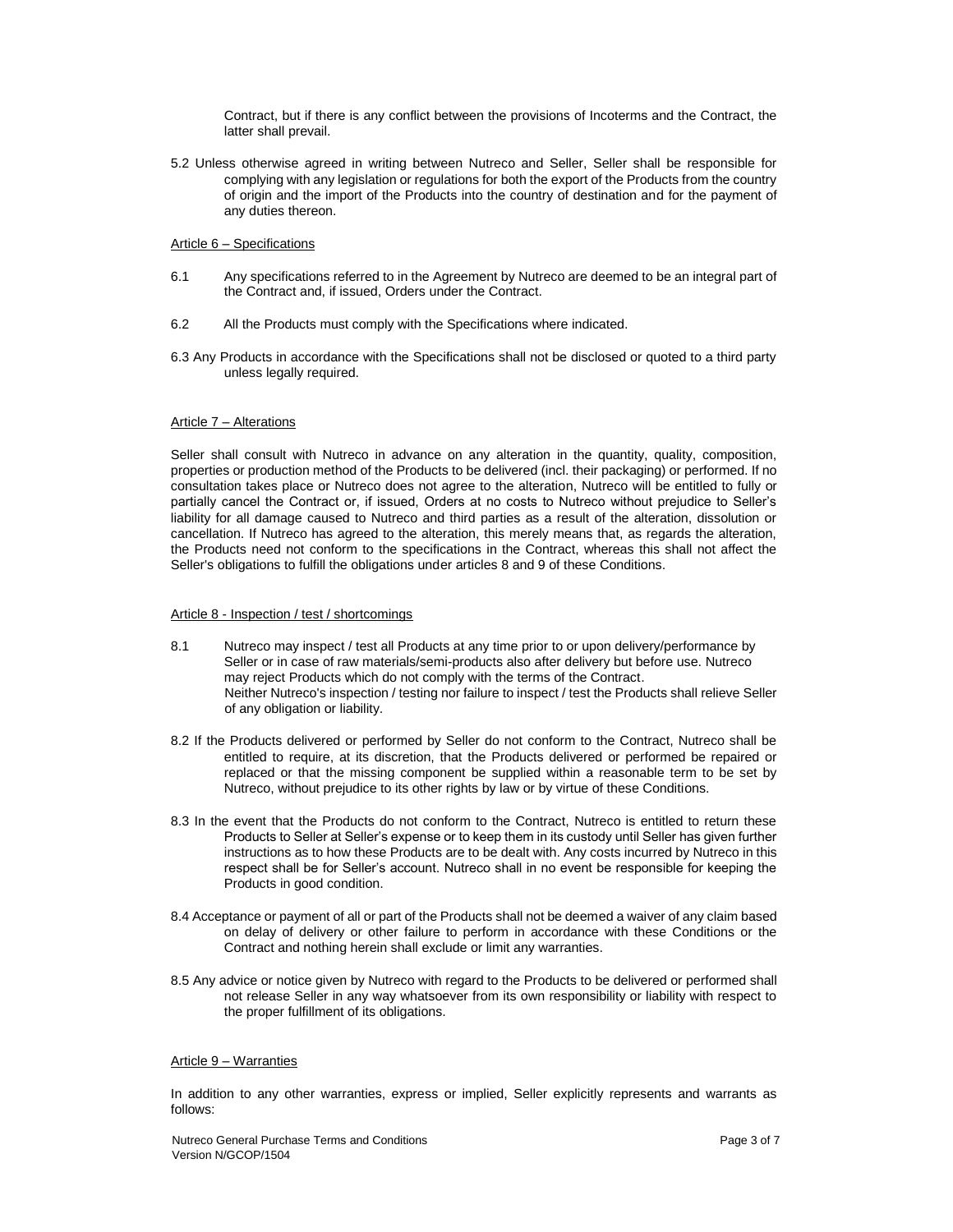Contract, but if there is any conflict between the provisions of Incoterms and the Contract, the latter shall prevail.

5.2 Unless otherwise agreed in writing between Nutreco and Seller, Seller shall be responsible for complying with any legislation or regulations for both the export of the Products from the country of origin and the import of the Products into the country of destination and for the payment of any duties thereon.

Article 6 – Specifications

6.1 Any specifications referred to in the Agreement by Nutreco are deemed to be an integral part of the Contract and, if issued, Orders under the Contract.

6.2 All the Products must comply with the Specifications where indicated.

6.3 Any Products in accordance with the Specifications shall not be disclosed or quoted to a third party unless legally required.

Article 7 – Alterations

Seller shall consult with Nutreco in advance on any alteration in the quantity, quality, composition, properties or production method of the Products to be delivered (incl. their packaging) or performed. If no consultation takes place or Nutreco does not agree to the alteration, Nutreco will be entitled to fully or partially cancel the Contract or, if issued, Orders at no costs to Nutreco without prejudice to Seller's liability for all damage caused to Nutreco and third parties as a result of the alteration, dissolution or cancellation. If Nutreco has agreed to the alteration, this merely means that, as regards the alteration, the Products need not conform to the specifications in the Contract, whereas this shall not affect the Seller's obligations to fulfill the obligations under articles 8 and 9 of these Conditions.

Article 8 - Inspection / test / shortcomings

8.1 Nutreco may inspect / test all Products at any time prior to or upon delivery/performance by Seller or in case of raw materials/semi-products also after delivery but before use. Nutreco may reject Products which do not comply with the terms of the Contract.
Neither Nutreco's inspection / testing nor failure to inspect / test the Products shall relieve Seller of any obligation or liability.

8.2 If the Products delivered or performed by Seller do not conform to the Contract, Nutreco shall be entitled to require, at its discretion, that the Products delivered or performed be repaired or replaced or that the missing component be supplied within a reasonable term to be set by Nutreco, without prejudice to its other rights by law or by virtue of these Conditions.

8.3 In the event that the Products do not conform to the Contract, Nutreco is entitled to return these Products to Seller at Seller's expense or to keep them in its custody until Seller has given further instructions as to how these Products are to be dealt with. Any costs incurred by Nutreco in this respect shall be for Seller's account. Nutreco shall in no event be responsible for keeping the Products in good condition.

8.4 Acceptance or payment of all or part of the Products shall not be deemed a waiver of any claim based on delay of delivery or other failure to perform in accordance with these Conditions or the Contract and nothing herein shall exclude or limit any warranties.

8.5 Any advice or notice given by Nutreco with regard to the Products to be delivered or performed shall not release Seller in any way whatsoever from its own responsibility or liability with respect to the proper fulfillment of its obligations.

Article 9 – Warranties

In addition to any other warranties, express or implied, Seller explicitly represents and warrants as follows: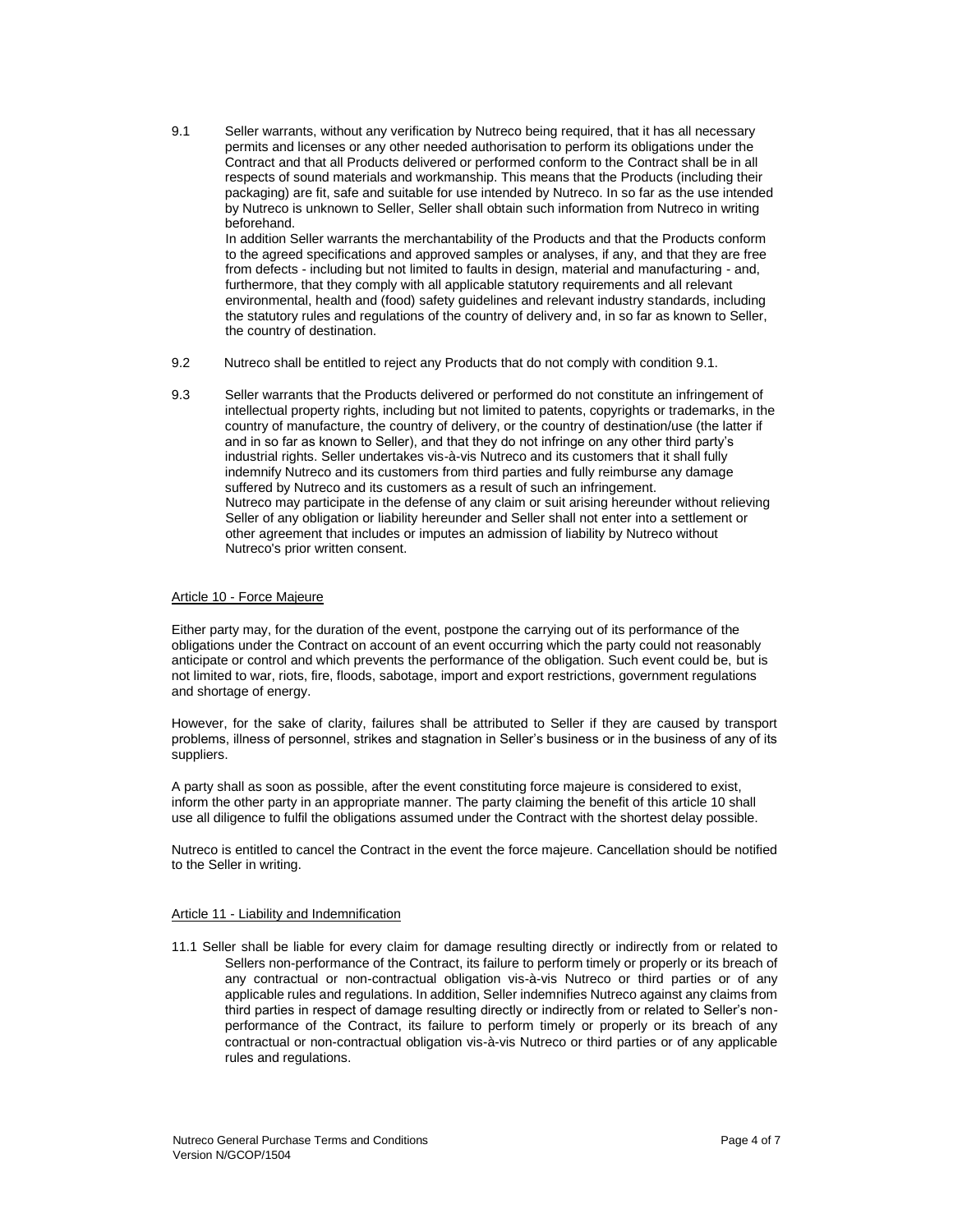9.1 Seller warrants, without any verification by Nutreco being required, that it has all necessary permits and licenses or any other needed authorisation to perform its obligations under the Contract and that all Products delivered or performed conform to the Contract shall be in all respects of sound materials and workmanship. This means that the Products (including their packaging) are fit, safe and suitable for use intended by Nutreco. In so far as the use intended by Nutreco is unknown to Seller, Seller shall obtain such information from Nutreco in writing beforehand.
In addition Seller warrants the merchantability of the Products and that the Products conform to the agreed specifications and approved samples or analyses, if any, and that they are free from defects - including but not limited to faults in design, material and manufacturing - and, furthermore, that they comply with all applicable statutory requirements and all relevant environmental, health and (food) safety guidelines and relevant industry standards, including the statutory rules and regulations of the country of delivery and, in so far as known to Seller, the country of destination.

9.2 Nutreco shall be entitled to reject any Products that do not comply with condition 9.1.

9.3 Seller warrants that the Products delivered or performed do not constitute an infringement of intellectual property rights, including but not limited to patents, copyrights or trademarks, in the country of manufacture, the country of delivery, or the country of destination/use (the latter if and in so far as known to Seller), and that they do not infringe on any other third party's industrial rights. Seller undertakes vis-à-vis Nutreco and its customers that it shall fully indemnify Nutreco and its customers from third parties and fully reimburse any damage suffered by Nutreco and its customers as a result of such an infringement.
Nutreco may participate in the defense of any claim or suit arising hereunder without relieving Seller of any obligation or liability hereunder and Seller shall not enter into a settlement or other agreement that includes or imputes an admission of liability by Nutreco without Nutreco's prior written consent.

## Article 10 - Force Majeure

Either party may, for the duration of the event, postpone the carrying out of its performance of the obligations under the Contract on account of an event occurring which the party could not reasonably anticipate or control and which prevents the performance of the obligation. Such event could be, but is not limited to war, riots, fire, floods, sabotage, import and export restrictions, government regulations and shortage of energy.

However, for the sake of clarity, failures shall be attributed to Seller if they are caused by transport problems, illness of personnel, strikes and stagnation in Seller's business or in the business of any of its suppliers.

A party shall as soon as possible, after the event constituting force majeure is considered to exist, inform the other party in an appropriate manner. The party claiming the benefit of this article 10 shall use all diligence to fulfil the obligations assumed under the Contract with the shortest delay possible.

Nutreco is entitled to cancel the Contract in the event the force majeure. Cancellation should be notified to the Seller in writing.

## Article 11 - Liability and Indemnification

11.1 Seller shall be liable for every claim for damage resulting directly or indirectly from or related to Sellers non-performance of the Contract, its failure to perform timely or properly or its breach of any contractual or non-contractual obligation vis-à-vis Nutreco or third parties or of any applicable rules and regulations. In addition, Seller indemnifies Nutreco against any claims from third parties in respect of damage resulting directly or indirectly from or related to Seller's non-performance of the Contract, its failure to perform timely or properly or its breach of any contractual or non-contractual obligation vis-à-vis Nutreco or third parties or of any applicable rules and regulations.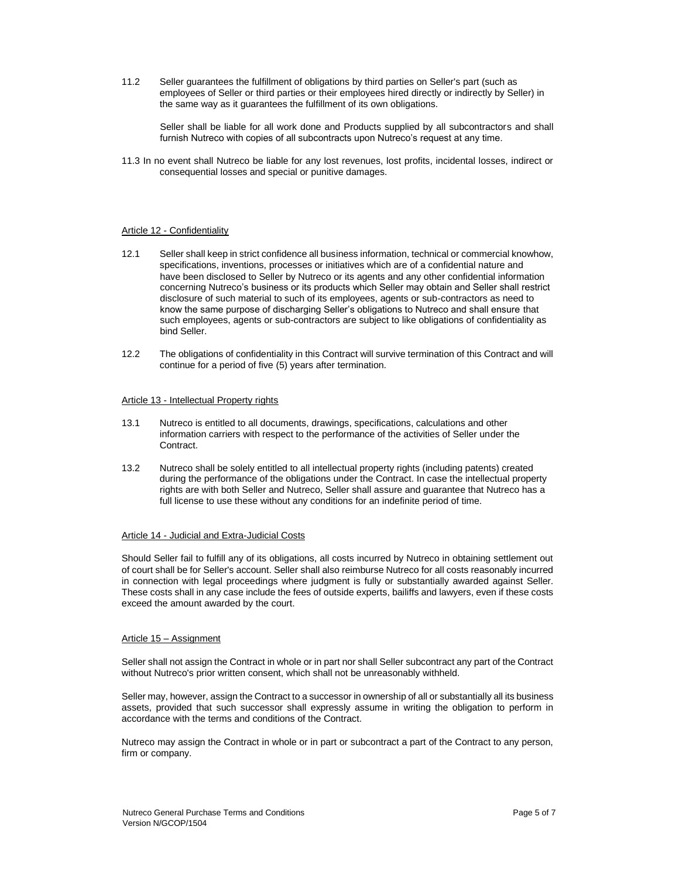11.2 Seller guarantees the fulfillment of obligations by third parties on Seller's part (such as employees of Seller or third parties or their employees hired directly or indirectly by Seller) in the same way as it guarantees the fulfillment of its own obligations.

Seller shall be liable for all work done and Products supplied by all subcontractors and shall furnish Nutreco with copies of all subcontracts upon Nutreco's request at any time.

11.3 In no event shall Nutreco be liable for any lost revenues, lost profits, incidental losses, indirect or consequential losses and special or punitive damages.

## Article 12 - Confidentiality

12.1 Seller shall keep in strict confidence all business information, technical or commercial knowhow, specifications, inventions, processes or initiatives which are of a confidential nature and have been disclosed to Seller by Nutreco or its agents and any other confidential information concerning Nutreco's business or its products which Seller may obtain and Seller shall restrict disclosure of such material to such of its employees, agents or sub-contractors as need to know the same purpose of discharging Seller's obligations to Nutreco and shall ensure that such employees, agents or sub-contractors are subject to like obligations of confidentiality as bind Seller.

12.2 The obligations of confidentiality in this Contract will survive termination of this Contract and will continue for a period of five (5) years after termination.

## Article 13 - Intellectual Property rights

13.1 Nutreco is entitled to all documents, drawings, specifications, calculations and other information carriers with respect to the performance of the activities of Seller under the Contract.

13.2 Nutreco shall be solely entitled to all intellectual property rights (including patents) created during the performance of the obligations under the Contract. In case the intellectual property rights are with both Seller and Nutreco, Seller shall assure and guarantee that Nutreco has a full license to use these without any conditions for an indefinite period of time.

## Article 14 - Judicial and Extra-Judicial Costs

Should Seller fail to fulfill any of its obligations, all costs incurred by Nutreco in obtaining settlement out of court shall be for Seller's account. Seller shall also reimburse Nutreco for all costs reasonably incurred in connection with legal proceedings where judgment is fully or substantially awarded against Seller. These costs shall in any case include the fees of outside experts, bailiffs and lawyers, even if these costs exceed the amount awarded by the court.

## Article 15 – Assignment

Seller shall not assign the Contract in whole or in part nor shall Seller subcontract any part of the Contract without Nutreco's prior written consent, which shall not be unreasonably withheld.

Seller may, however, assign the Contract to a successor in ownership of all or substantially all its business assets, provided that such successor shall expressly assume in writing the obligation to perform in accordance with the terms and conditions of the Contract.

Nutreco may assign the Contract in whole or in part or subcontract a part of the Contract to any person, firm or company.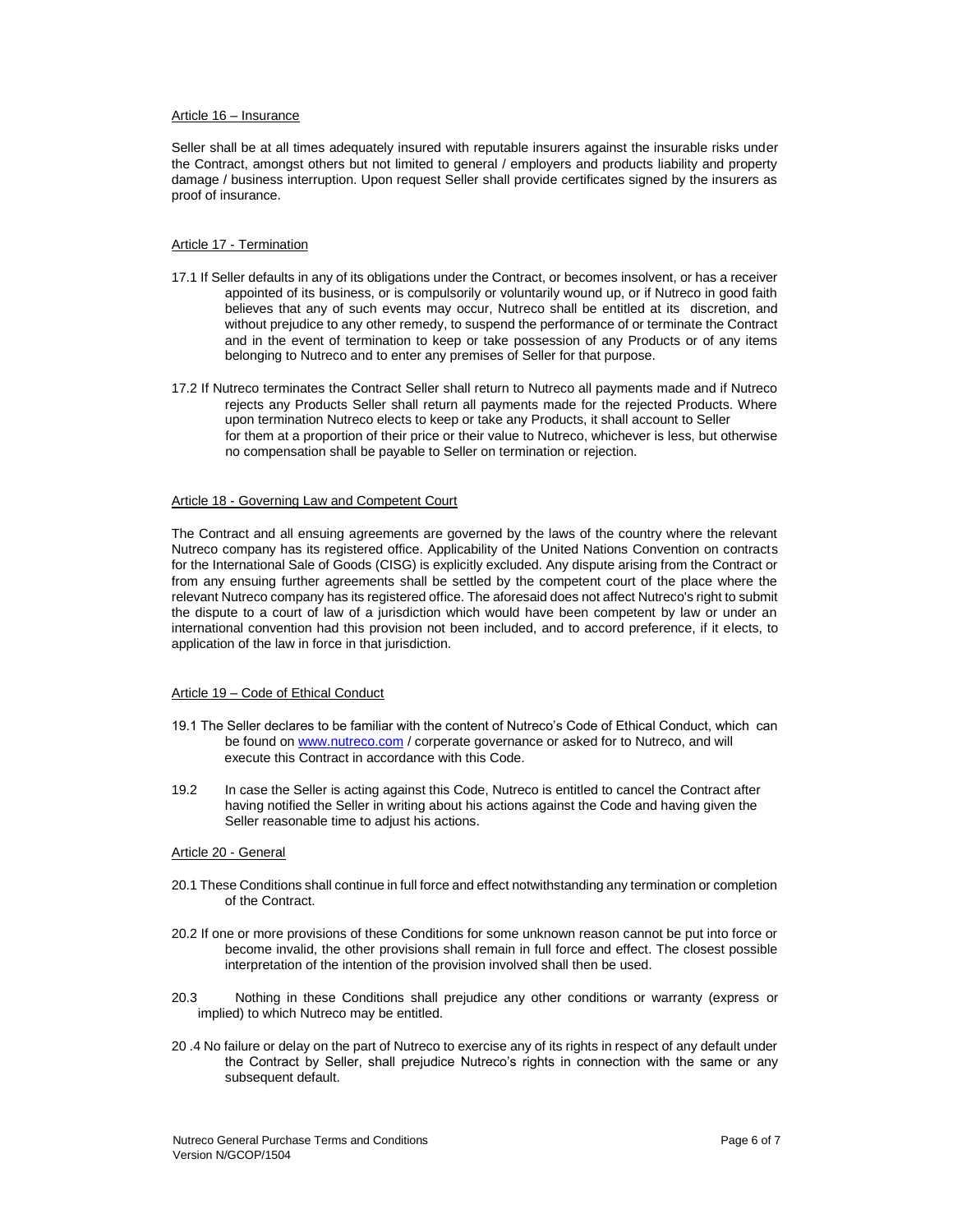Article 16 – Insurance

Seller shall be at all times adequately insured with reputable insurers against the insurable risks under the Contract, amongst others but not limited to general / employers and products liability and property damage / business interruption. Upon request Seller shall provide certificates signed by the insurers as proof of insurance.

Article 17 - Termination

17.1 If Seller defaults in any of its obligations under the Contract, or becomes insolvent, or has a receiver appointed of its business, or is compulsorily or voluntarily wound up, or if Nutreco in good faith believes that any of such events may occur, Nutreco shall be entitled at its discretion, and without prejudice to any other remedy, to suspend the performance of or terminate the Contract and in the event of termination to keep or take possession of any Products or of any items belonging to Nutreco and to enter any premises of Seller for that purpose.

17.2 If Nutreco terminates the Contract Seller shall return to Nutreco all payments made and if Nutreco rejects any Products Seller shall return all payments made for the rejected Products. Where upon termination Nutreco elects to keep or take any Products, it shall account to Seller for them at a proportion of their price or their value to Nutreco, whichever is less, but otherwise no compensation shall be payable to Seller on termination or rejection.

Article 18 - Governing Law and Competent Court

The Contract and all ensuing agreements are governed by the laws of the country where the relevant Nutreco company has its registered office. Applicability of the United Nations Convention on contracts for the International Sale of Goods (CISG) is explicitly excluded. Any dispute arising from the Contract or from any ensuing further agreements shall be settled by the competent court of the place where the relevant Nutreco company has its registered office. The aforesaid does not affect Nutreco's right to submit the dispute to a court of law of a jurisdiction which would have been competent by law or under an international convention had this provision not been included, and to accord preference, if it elects, to application of the law in force in that jurisdiction.

Article 19 – Code of Ethical Conduct

19.1 The Seller declares to be familiar with the content of Nutreco's Code of Ethical Conduct, which can be found on www.nutreco.com / corperate governance or asked for to Nutreco, and will execute this Contract in accordance with this Code.

19.2 In case the Seller is acting against this Code, Nutreco is entitled to cancel the Contract after having notified the Seller in writing about his actions against the Code and having given the Seller reasonable time to adjust his actions.

Article 20 - General

20.1 These Conditions shall continue in full force and effect notwithstanding any termination or completion of the Contract.

20.2 If one or more provisions of these Conditions for some unknown reason cannot be put into force or become invalid, the other provisions shall remain in full force and effect. The closest possible interpretation of the intention of the provision involved shall then be used.

20.3 Nothing in these Conditions shall prejudice any other conditions or warranty (express or implied) to which Nutreco may be entitled.

20 .4 No failure or delay on the part of Nutreco to exercise any of its rights in respect of any default under the Contract by Seller, shall prejudice Nutreco's rights in connection with the same or any subsequent default.